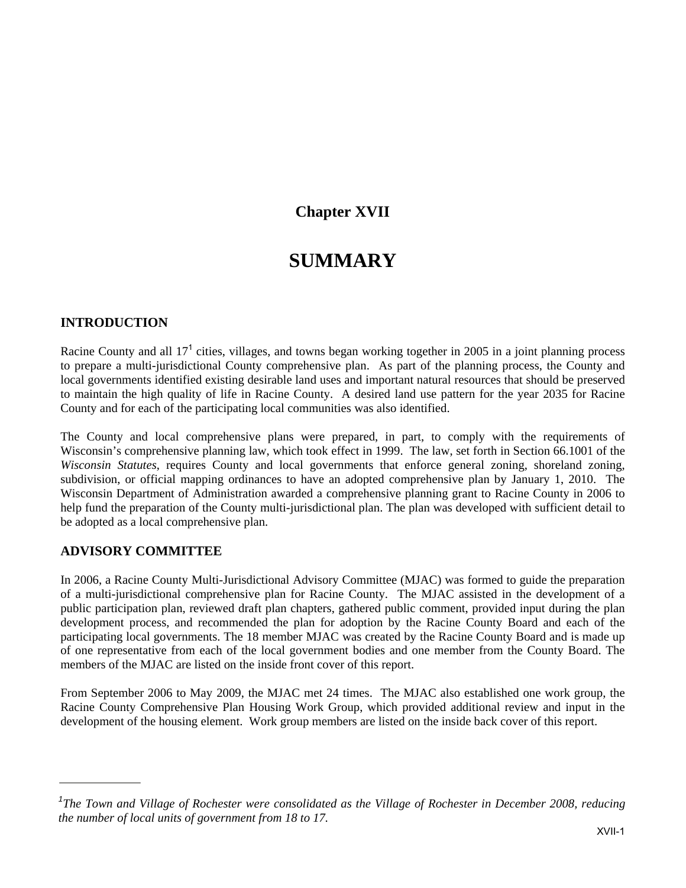# Chapter XVII

# SUMMARY

## INTRODUCTION

Racine County and all 17[1] cities, villages, and towns began working together in 2005 in a joint planning process to prepare a multi-jurisdictional County comprehensive plan. As part of the planning process, the County and local governments identified existing desirable land uses and important natural resources that should be preserved to maintain the high quality of life in Racine County. A desired land use pattern for the year 2035 for Racine County and for each of the participating local communities was also identified.

The County and local comprehensive plans were prepared, in part, to comply with the requirements of Wisconsin's comprehensive planning law, which took effect in 1999. The law, set forth in Section 66.1001 of the *Wisconsin Statutes*, requires County and local governments that enforce general zoning, shoreland zoning, subdivision, or official mapping ordinances to have an adopted comprehensive plan by January 1, 2010. The Wisconsin Department of Administration awarded a comprehensive planning grant to Racine County in 2006 to help fund the preparation of the County multi-jurisdictional plan. The plan was developed with sufficient detail to be adopted as a local comprehensive plan.

## ADVISORY COMMITTEE

In 2006, a Racine County Multi-Jurisdictional Advisory Committee (MJAC) was formed to guide the preparation of a multi-jurisdictional comprehensive plan for Racine County. The MJAC assisted in the development of a public participation plan, reviewed draft plan chapters, gathered public comment, provided input during the plan development process, and recommended the plan for adoption by the Racine County Board and each of the participating local governments. The 18 member MJAC was created by the Racine County Board and is made up of one representative from each of the local government bodies and one member from the County Board. The members of the MJAC are listed on the inside front cover of this report.

From September 2006 to May 2009, the MJAC met 24 times. The MJAC also established one work group, the Racine County Comprehensive Plan Housing Work Group, which provided additional review and input in the development of the housing element. Work group members are listed on the inside back cover of this report.

---

[1] *The Town and Village of Rochester were consolidated as the Village of Rochester in December 2008, reducing the number of local units of government from 18 to 17.*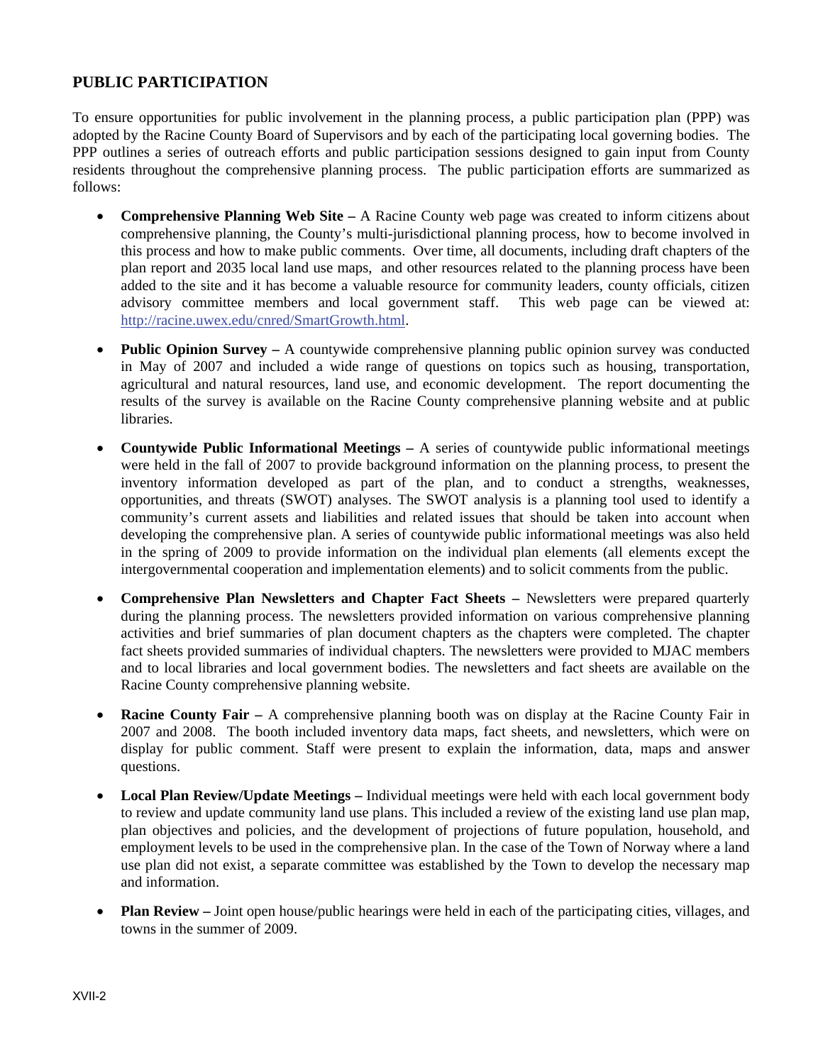## PUBLIC PARTICIPATION

To ensure opportunities for public involvement in the planning process, a public participation plan (PPP) was adopted by the Racine County Board of Supervisors and by each of the participating local governing bodies. The PPP outlines a series of outreach efforts and public participation sessions designed to gain input from County residents throughout the comprehensive planning process. The public participation efforts are summarized as follows:

- **Comprehensive Planning Web Site –** A Racine County web page was created to inform citizens about comprehensive planning, the County's multi-jurisdictional planning process, how to become involved in this process and how to make public comments. Over time, all documents, including draft chapters of the plan report and 2035 local land use maps, and other resources related to the planning process have been added to the site and it has become a valuable resource for community leaders, county officials, citizen advisory committee members and local government staff. This web page can be viewed at: http://racine.uwex.edu/cnred/SmartGrowth.html.

- **Public Opinion Survey –** A countywide comprehensive planning public opinion survey was conducted in May of 2007 and included a wide range of questions on topics such as housing, transportation, agricultural and natural resources, land use, and economic development. The report documenting the results of the survey is available on the Racine County comprehensive planning website and at public libraries.

- **Countywide Public Informational Meetings –** A series of countywide public informational meetings were held in the fall of 2007 to provide background information on the planning process, to present the inventory information developed as part of the plan, and to conduct a strengths, weaknesses, opportunities, and threats (SWOT) analyses. The SWOT analysis is a planning tool used to identify a community's current assets and liabilities and related issues that should be taken into account when developing the comprehensive plan. A series of countywide public informational meetings was also held in the spring of 2009 to provide information on the individual plan elements (all elements except the intergovernmental cooperation and implementation elements) and to solicit comments from the public.

- **Comprehensive Plan Newsletters and Chapter Fact Sheets –** Newsletters were prepared quarterly during the planning process. The newsletters provided information on various comprehensive planning activities and brief summaries of plan document chapters as the chapters were completed. The chapter fact sheets provided summaries of individual chapters. The newsletters were provided to MJAC members and to local libraries and local government bodies. The newsletters and fact sheets are available on the Racine County comprehensive planning website.

- **Racine County Fair –** A comprehensive planning booth was on display at the Racine County Fair in 2007 and 2008. The booth included inventory data maps, fact sheets, and newsletters, which were on display for public comment. Staff were present to explain the information, data, maps and answer questions.

- **Local Plan Review/Update Meetings –** Individual meetings were held with each local government body to review and update community land use plans. This included a review of the existing land use plan map, plan objectives and policies, and the development of projections of future population, household, and employment levels to be used in the comprehensive plan. In the case of the Town of Norway where a land use plan did not exist, a separate committee was established by the Town to develop the necessary map and information.

- **Plan Review –** Joint open house/public hearings were held in each of the participating cities, villages, and towns in the summer of 2009.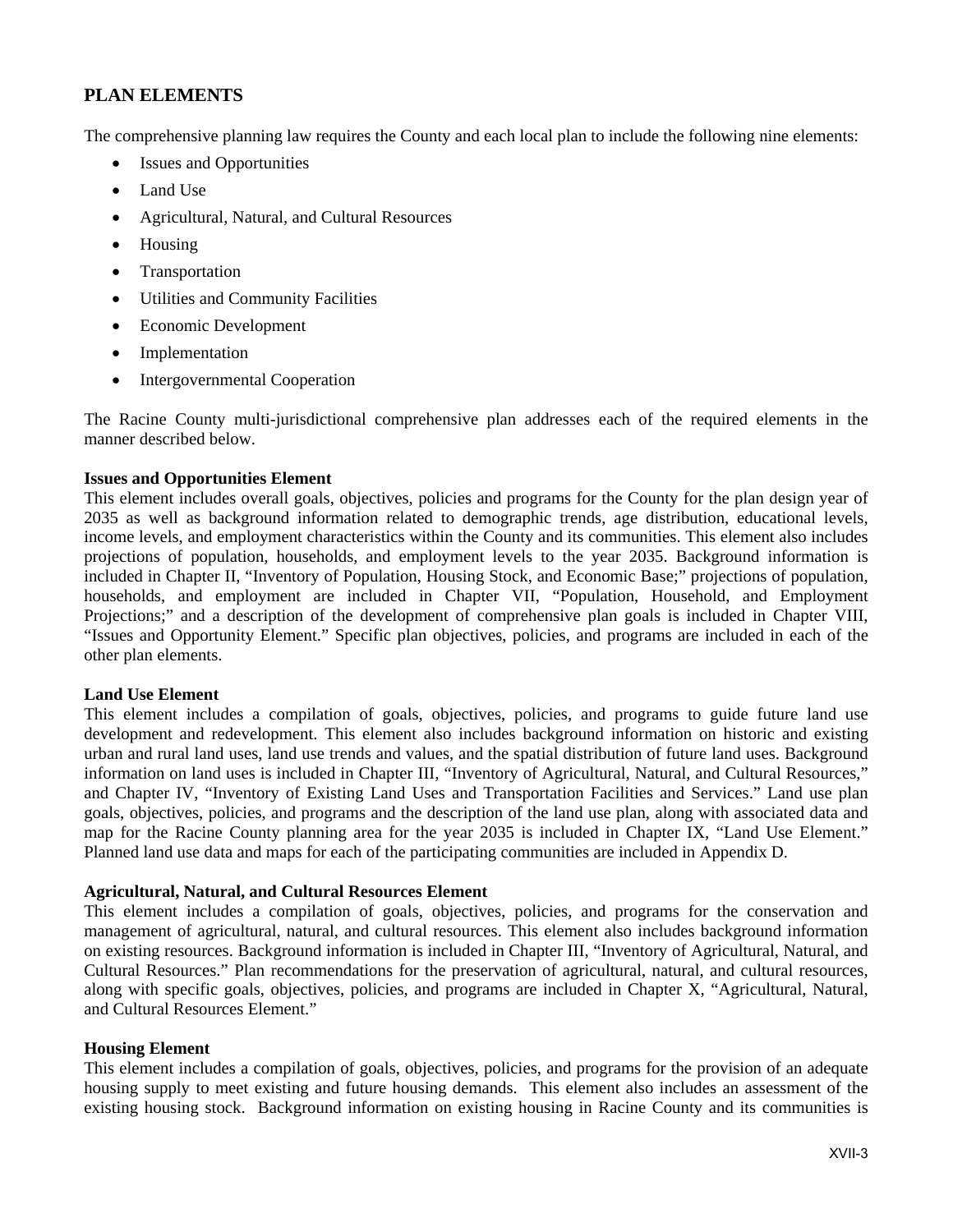## PLAN ELEMENTS

The comprehensive planning law requires the County and each local plan to include the following nine elements:

- Issues and Opportunities
- Land Use
- Agricultural, Natural, and Cultural Resources
- Housing
- Transportation
- Utilities and Community Facilities
- Economic Development
- Implementation
- Intergovernmental Cooperation

The Racine County multi-jurisdictional comprehensive plan addresses each of the required elements in the manner described below.

**Issues and Opportunities Element**
This element includes overall goals, objectives, policies and programs for the County for the plan design year of 2035 as well as background information related to demographic trends, age distribution, educational levels, income levels, and employment characteristics within the County and its communities. This element also includes projections of population, households, and employment levels to the year 2035. Background information is included in Chapter II, "Inventory of Population, Housing Stock, and Economic Base;" projections of population, households, and employment are included in Chapter VII, "Population, Household, and Employment Projections;" and a description of the development of comprehensive plan goals is included in Chapter VIII, "Issues and Opportunity Element." Specific plan objectives, policies, and programs are included in each of the other plan elements.

**Land Use Element**
This element includes a compilation of goals, objectives, policies, and programs to guide future land use development and redevelopment. This element also includes background information on historic and existing urban and rural land uses, land use trends and values, and the spatial distribution of future land uses. Background information on land uses is included in Chapter III, "Inventory of Agricultural, Natural, and Cultural Resources," and Chapter IV, "Inventory of Existing Land Uses and Transportation Facilities and Services." Land use plan goals, objectives, policies, and programs and the description of the land use plan, along with associated data and map for the Racine County planning area for the year 2035 is included in Chapter IX, "Land Use Element." Planned land use data and maps for each of the participating communities are included in Appendix D.

**Agricultural, Natural, and Cultural Resources Element**
This element includes a compilation of goals, objectives, policies, and programs for the conservation and management of agricultural, natural, and cultural resources. This element also includes background information on existing resources. Background information is included in Chapter III, "Inventory of Agricultural, Natural, and Cultural Resources." Plan recommendations for the preservation of agricultural, natural, and cultural resources, along with specific goals, objectives, policies, and programs are included in Chapter X, "Agricultural, Natural, and Cultural Resources Element."

**Housing Element**
This element includes a compilation of goals, objectives, policies, and programs for the provision of an adequate housing supply to meet existing and future housing demands. This element also includes an assessment of the existing housing stock. Background information on existing housing in Racine County and its communities is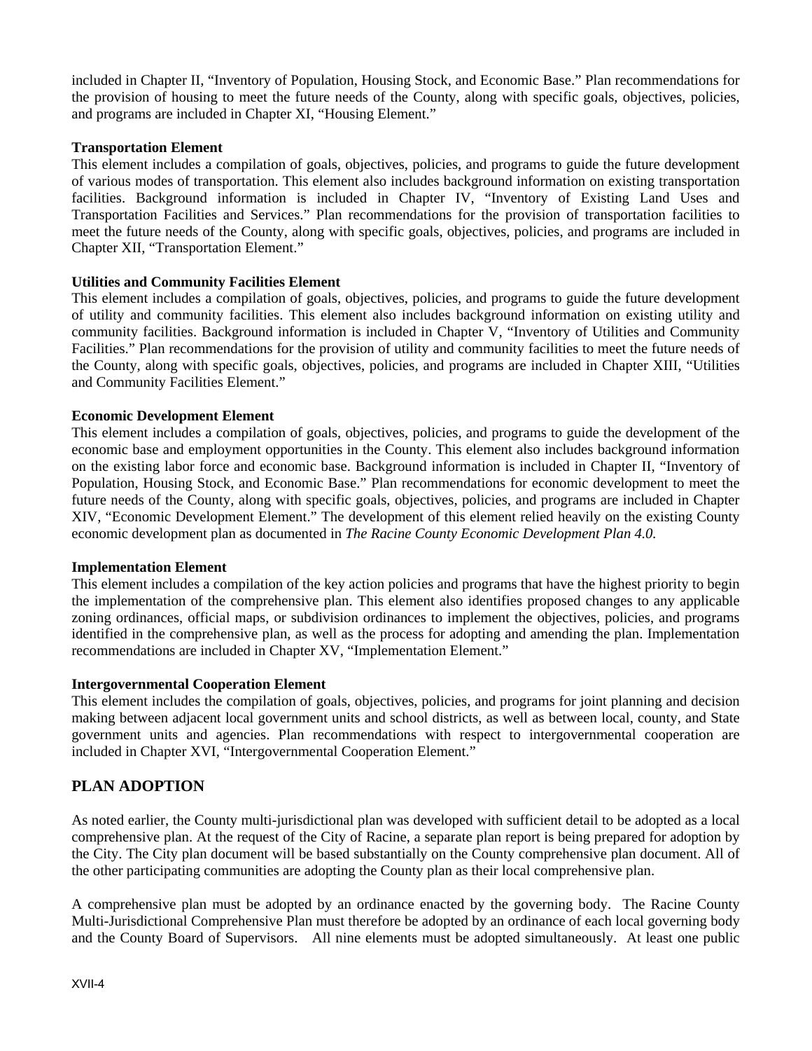included in Chapter II, "Inventory of Population, Housing Stock, and Economic Base." Plan recommendations for the provision of housing to meet the future needs of the County, along with specific goals, objectives, policies, and programs are included in Chapter XI, "Housing Element."

**Transportation Element**

This element includes a compilation of goals, objectives, policies, and programs to guide the future development of various modes of transportation. This element also includes background information on existing transportation facilities. Background information is included in Chapter IV, "Inventory of Existing Land Uses and Transportation Facilities and Services." Plan recommendations for the provision of transportation facilities to meet the future needs of the County, along with specific goals, objectives, policies, and programs are included in Chapter XII, "Transportation Element."

**Utilities and Community Facilities Element**

This element includes a compilation of goals, objectives, policies, and programs to guide the future development of utility and community facilities. This element also includes background information on existing utility and community facilities. Background information is included in Chapter V, "Inventory of Utilities and Community Facilities." Plan recommendations for the provision of utility and community facilities to meet the future needs of the County, along with specific goals, objectives, policies, and programs are included in Chapter XIII, "Utilities and Community Facilities Element."

**Economic Development Element**

This element includes a compilation of goals, objectives, policies, and programs to guide the development of the economic base and employment opportunities in the County. This element also includes background information on the existing labor force and economic base. Background information is included in Chapter II, "Inventory of Population, Housing Stock, and Economic Base." Plan recommendations for economic development to meet the future needs of the County, along with specific goals, objectives, policies, and programs are included in Chapter XIV, "Economic Development Element." The development of this element relied heavily on the existing County economic development plan as documented in *The Racine County Economic Development Plan 4.0.*

**Implementation Element**

This element includes a compilation of the key action policies and programs that have the highest priority to begin the implementation of the comprehensive plan. This element also identifies proposed changes to any applicable zoning ordinances, official maps, or subdivision ordinances to implement the objectives, policies, and programs identified in the comprehensive plan, as well as the process for adopting and amending the plan. Implementation recommendations are included in Chapter XV, "Implementation Element."

**Intergovernmental Cooperation Element**

This element includes the compilation of goals, objectives, policies, and programs for joint planning and decision making between adjacent local government units and school districts, as well as between local, county, and State government units and agencies. Plan recommendations with respect to intergovernmental cooperation are included in Chapter XVI, "Intergovernmental Cooperation Element."

## PLAN ADOPTION

As noted earlier, the County multi-jurisdictional plan was developed with sufficient detail to be adopted as a local comprehensive plan. At the request of the City of Racine, a separate plan report is being prepared for adoption by the City. The City plan document will be based substantially on the County comprehensive plan document. All of the other participating communities are adopting the County plan as their local comprehensive plan.

A comprehensive plan must be adopted by an ordinance enacted by the governing body. The Racine County Multi-Jurisdictional Comprehensive Plan must therefore be adopted by an ordinance of each local governing body and the County Board of Supervisors. All nine elements must be adopted simultaneously. At least one public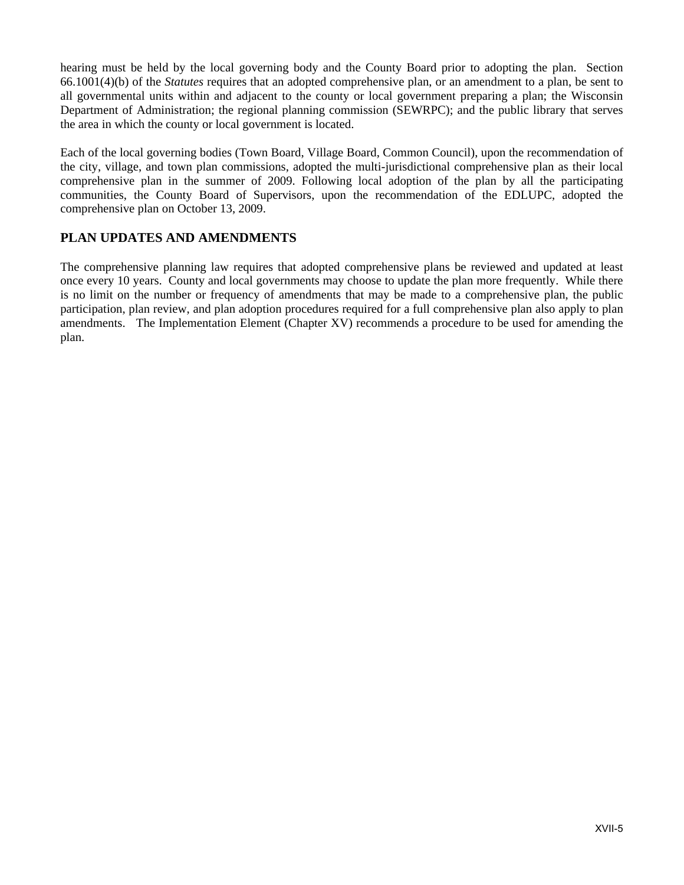hearing must be held by the local governing body and the County Board prior to adopting the plan. Section 66.1001(4)(b) of the *Statutes* requires that an adopted comprehensive plan, or an amendment to a plan, be sent to all governmental units within and adjacent to the county or local government preparing a plan; the Wisconsin Department of Administration; the regional planning commission (SEWRPC); and the public library that serves the area in which the county or local government is located.

Each of the local governing bodies (Town Board, Village Board, Common Council), upon the recommendation of the city, village, and town plan commissions, adopted the multi-jurisdictional comprehensive plan as their local comprehensive plan in the summer of 2009. Following local adoption of the plan by all the participating communities, the County Board of Supervisors, upon the recommendation of the EDLUPC, adopted the comprehensive plan on October 13, 2009.

## PLAN UPDATES AND AMENDMENTS

The comprehensive planning law requires that adopted comprehensive plans be reviewed and updated at least once every 10 years. County and local governments may choose to update the plan more frequently. While there is no limit on the number or frequency of amendments that may be made to a comprehensive plan, the public participation, plan review, and plan adoption procedures required for a full comprehensive plan also apply to plan amendments. The Implementation Element (Chapter XV) recommends a procedure to be used for amending the plan.